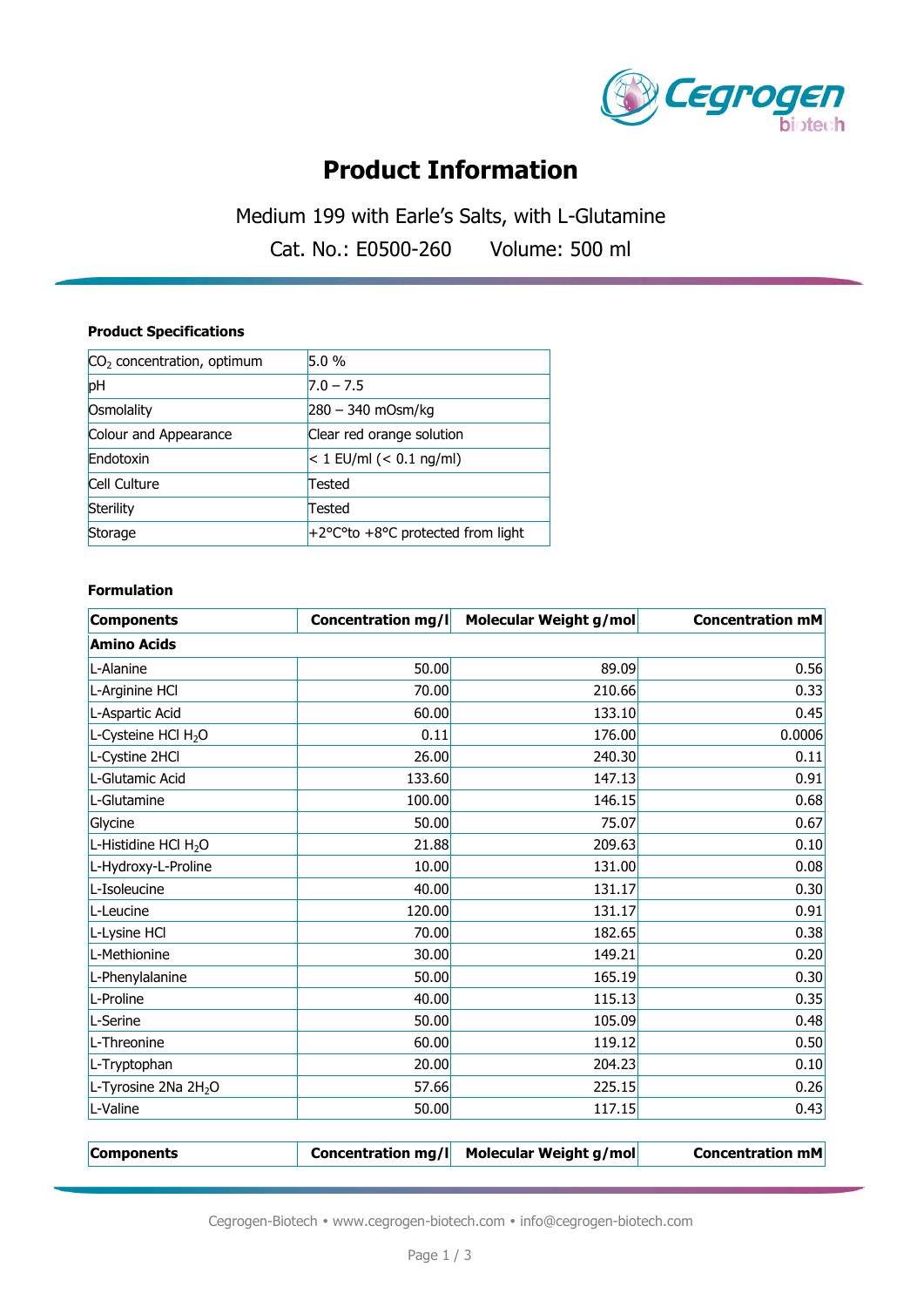# Product Information

Medium 199 with Earle's Salts, with L-Glutamine

Cat. No.: E0500-260    Volume: 500 ml

**Product Specifications**

| | |
|---|---|
| $CO_2$ concentration, optimum | 5.0 % |
| pH | 7.0 – 7.5 |
| Osmolality | 280 – 340 mOsm/kg |
| Colour and Appearance | Clear red orange solution |
| Endotoxin | < 1 EU/ml (< 0.1 ng/ml) |
| Cell Culture | Tested |
| Sterility | Tested |
| Storage | +2°C°to +8°C protected from light |

**Formulation**

| Components | Concentration mg/l | Molecular Weight g/mol | Concentration mM |
|---|---|---|---|
| **Amino Acids** | | | |
| L-Alanine | 50.00 | 89.09 | 0.56 |
| L-Arginine HCl | 70.00 | 210.66 | 0.33 |
| L-Aspartic Acid | 60.00 | 133.10 | 0.45 |
| L-Cysteine HCl $H_2O$ | 0.11 | 176.00 | 0.0006 |
| L-Cystine 2HCl | 26.00 | 240.30 | 0.11 |
| L-Glutamic Acid | 133.60 | 147.13 | 0.91 |
| L-Glutamine | 100.00 | 146.15 | 0.68 |
| Glycine | 50.00 | 75.07 | 0.67 |
| L-Histidine HCl $H_2O$ | 21.88 | 209.63 | 0.10 |
| L-Hydroxy-L-Proline | 10.00 | 131.00 | 0.08 |
| L-Isoleucine | 40.00 | 131.17 | 0.30 |
| L-Leucine | 120.00 | 131.17 | 0.91 |
| L-Lysine HCl | 70.00 | 182.65 | 0.38 |
| L-Methionine | 30.00 | 149.21 | 0.20 |
| L-Phenylalanine | 50.00 | 165.19 | 0.30 |
| L-Proline | 40.00 | 115.13 | 0.35 |
| L-Serine | 50.00 | 105.09 | 0.48 |
| L-Threonine | 60.00 | 119.12 | 0.50 |
| L-Tryptophan | 20.00 | 204.23 | 0.10 |
| L-Tyrosine 2Na $2H_2O$ | 57.66 | 225.15 | 0.26 |
| L-Valine | 50.00 | 117.15 | 0.43 |

| Components | Concentration mg/l | Molecular Weight g/mol | Concentration mM |
|---|---|---|---|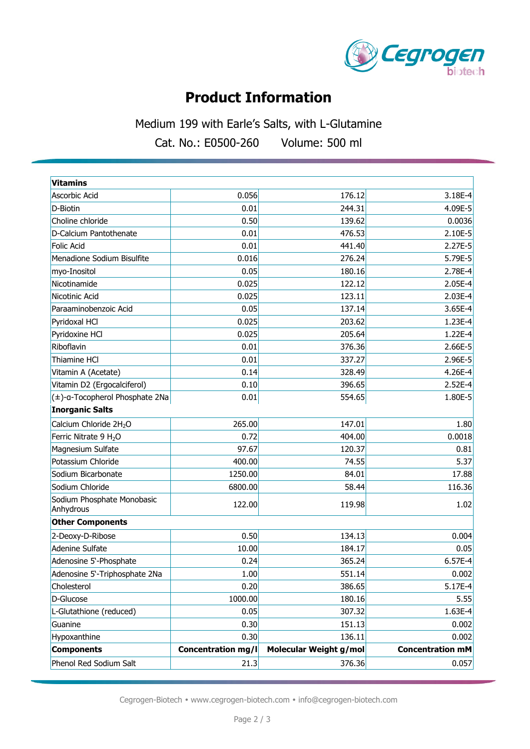# Product Information

Medium 199 with Earle's Salts, with L-Glutamine

Cat. No.: E0500-260 Volume: 500 ml

| Components | Concentration mg/l | Molecular Weight g/mol | Concentration mM |
|---|---|---|---|
| **Vitamins** | | | |
| Ascorbic Acid | 0.056 | 176.12 | 3.18E-4 |
| D-Biotin | 0.01 | 244.31 | 4.09E-5 |
| Choline chloride | 0.50 | 139.62 | 0.0036 |
| D-Calcium Pantothenate | 0.01 | 476.53 | 2.10E-5 |
| Folic Acid | 0.01 | 441.40 | 2.27E-5 |
| Menadione Sodium Bisulfite | 0.016 | 276.24 | 5.79E-5 |
| myo-Inositol | 0.05 | 180.16 | 2.78E-4 |
| Nicotinamide | 0.025 | 122.12 | 2.05E-4 |
| Nicotinic Acid | 0.025 | 123.11 | 2.03E-4 |
| Paraaminobenzoic Acid | 0.05 | 137.14 | 3.65E-4 |
| Pyridoxal HCl | 0.025 | 203.62 | 1.23E-4 |
| Pyridoxine HCl | 0.025 | 205.64 | 1.22E-4 |
| Riboflavin | 0.01 | 376.36 | 2.66E-5 |
| Thiamine HCl | 0.01 | 337.27 | 2.96E-5 |
| Vitamin A (Acetate) | 0.14 | 328.49 | 4.26E-4 |
| Vitamin D2 (Ergocalciferol) | 0.10 | 396.65 | 2.52E-4 |
| (±)-α-Tocopherol Phosphate 2Na | 0.01 | 554.65 | 1.80E-5 |
| **Inorganic Salts** | | | |
| Calcium Chloride $2H_2O$ | 265.00 | 147.01 | 1.80 |
| Ferric Nitrate 9 $H_2O$ | 0.72 | 404.00 | 0.0018 |
| Magnesium Sulfate | 97.67 | 120.37 | 0.81 |
| Potassium Chloride | 400.00 | 74.55 | 5.37 |
| Sodium Bicarbonate | 1250.00 | 84.01 | 17.88 |
| Sodium Chloride | 6800.00 | 58.44 | 116.36 |
| Sodium Phosphate Monobasic Anhydrous | 122.00 | 119.98 | 1.02 |
| **Other Components** | | | |
| 2-Deoxy-D-Ribose | 0.50 | 134.13 | 0.004 |
| Adenine Sulfate | 10.00 | 184.17 | 0.05 |
| Adenosine 5'-Phosphate | 0.24 | 365.24 | 6.57E-4 |
| Adenosine 5'-Triphosphate 2Na | 1.00 | 551.14 | 0.002 |
| Cholesterol | 0.20 | 386.65 | 5.17E-4 |
| D-Glucose | 1000.00 | 180.16 | 5.55 |
| L-Glutathione (reduced) | 0.05 | 307.32 | 1.63E-4 |
| Guanine | 0.30 | 151.13 | 0.002 |
| Hypoxanthine | 0.30 | 136.11 | 0.002 |
| Phenol Red Sodium Salt | 21.3 | 376.36 | 0.057 |

Cegrogen-Biotech • www.cegrogen-biotech.com • info@cegrogen-biotech.com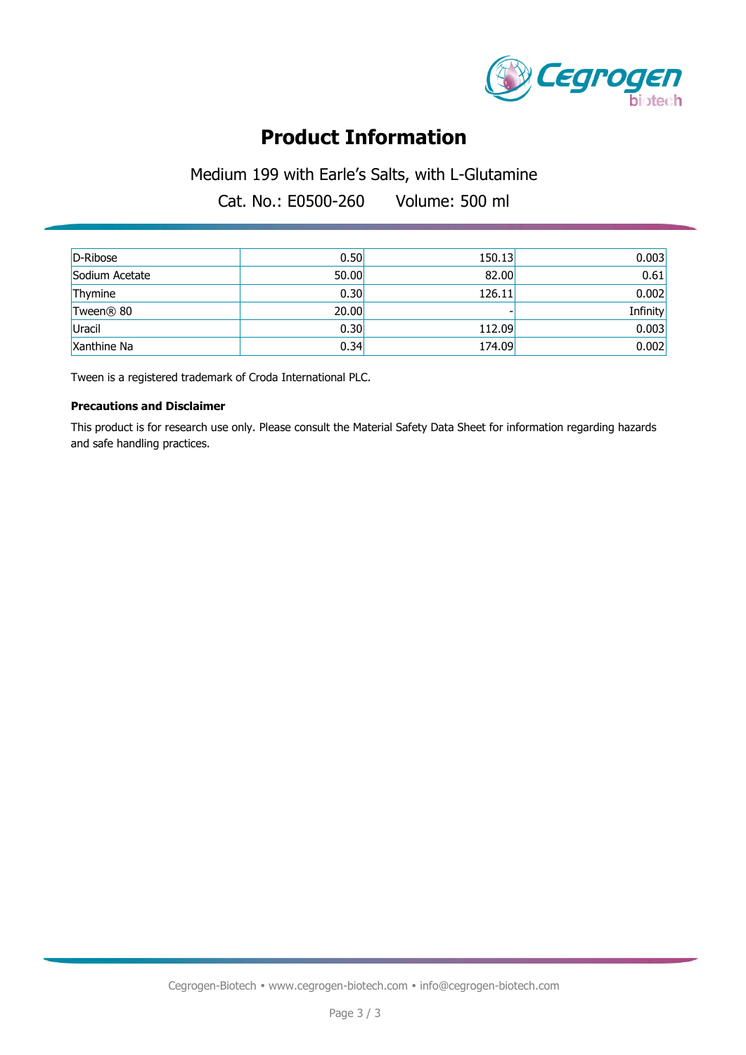# Product Information

Medium 199 with Earle's Salts, with L-Glutamine

Cat. No.: E0500-260 Volume: 500 ml

| | | | |
|---|---|---|---|
| D-Ribose | 0.50 | 150.13 | 0.003 |
| Sodium Acetate | 50.00 | 82.00 | 0.61 |
| Thymine | 0.30 | 126.11 | 0.002 |
| Tween® 80 | 20.00 | - | Infinity |
| Uracil | 0.30 | 112.09 | 0.003 |
| Xanthine Na | 0.34 | 174.09 | 0.002 |

Tween is a registered trademark of Croda International PLC.

**Precautions and Disclaimer**

This product is for research use only. Please consult the Material Safety Data Sheet for information regarding hazards and safe handling practices.

Cegrogen-Biotech • www.cegrogen-biotech.com • info@cegrogen-biotech.com